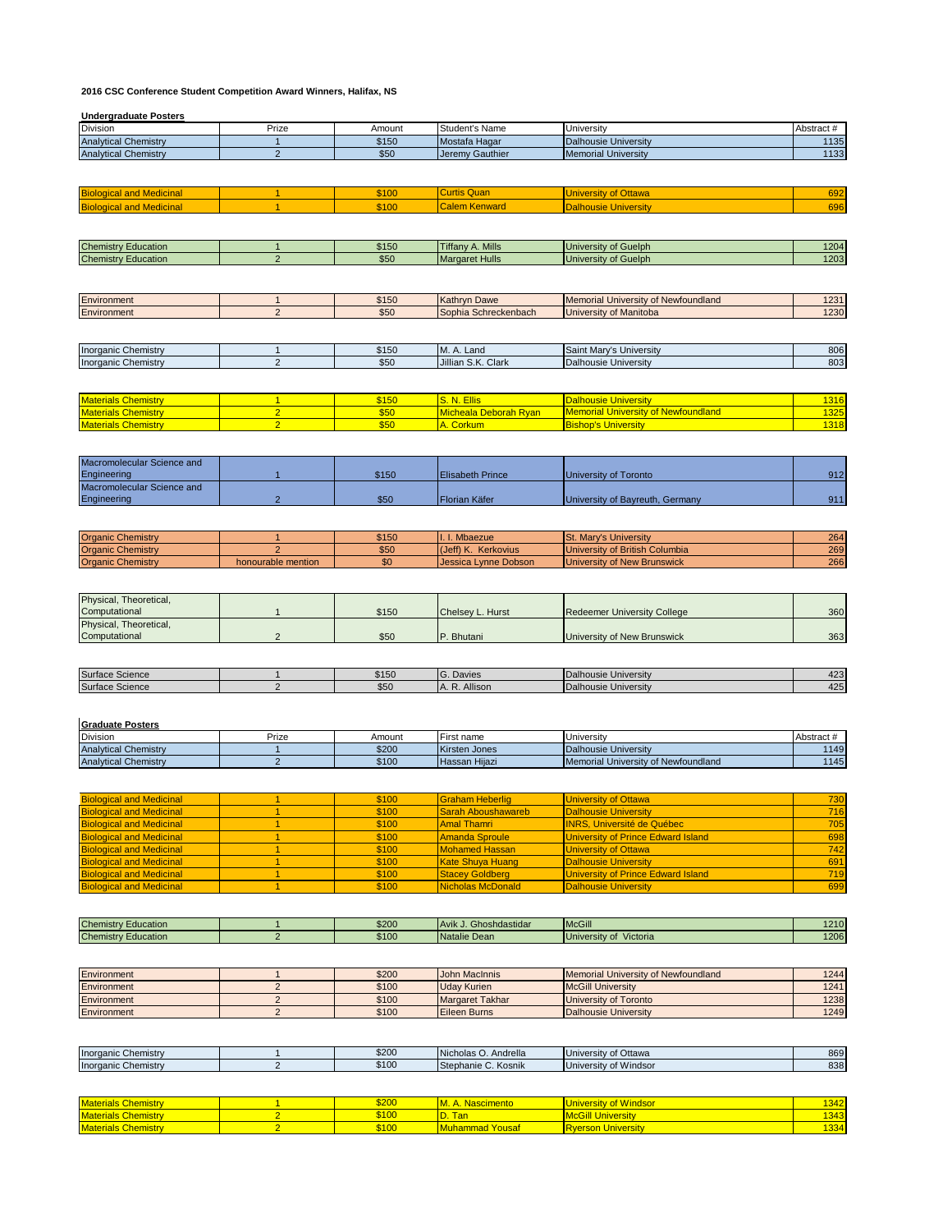**2016 CSC Conference Student Competition Award Winners, Halifax, NS**

**Undergraduate Posters**

| Division | Prize | Amount | Student's Name | University | Abstract # |
|---|---|---|---|---|---|
| Analytical Chemistry | 1 | $150 | Mostafa Hagar | Dalhousie University | 1135 |
| Analytical Chemistry | 2 | $50 | Jeremy Gauthier | Memorial University | 1133 |
| | | | | | |
| Biological and Medicinal | 1 | $100 | Curtis Quan | University of Ottawa | 692 |
| Biological and Medicinal | 1 | $100 | Calem Kenward | Dalhousie University | 696 |
| | | | | | |
| Chemistry Education | 1 | $150 | Tiffany A. Mills | University of Guelph | 1204 |
| Chemistry Education | 2 | $50 | Margaret Hulls | University of Guelph | 1203 |
| | | | | | |
| Environment | 1 | $150 | Kathryn Dawe | Memorial University of Newfoundland | 1231 |
| Environment | 2 | $50 | Sophia Schreckenbach | University of Manitoba | 1230 |
| | | | | | |
| Inorganic Chemistry | 1 | $150 | M. A. Land | Saint Mary's University | 806 |
| Inorganic Chemistry | 2 | $50 | Jillian S.K. Clark | Dalhousie University | 803 |
| | | | | | |
| Materials Chemistry | 1 | $150 | S. N. Ellis | Dalhousie University | 1316 |
| Materials Chemistry | 2 | $50 | Micheala Deborah Ryan | Memorial University of Newfoundland | 1325 |
| Materials Chemistry | 2 | $50 | A. Corkum | Bishop's University | 1318 |
| | | | | | |
| Macromolecular Science and Engineering | 1 | $150 | Elisabeth Prince | University of Toronto | 912 |
| Macromolecular Science and Engineering | 2 | $50 | Florian Käfer | University of Bayreuth, Germany | 911 |
| | | | | | |
| Organic Chemistry | 1 | $150 | I. I. Mbaezue | St. Mary's University | 264 |
| Organic Chemistry | 2 | $50 | (Jeff) K. Kerkovius | University of British Columbia | 269 |
| Organic Chemistry | honourable mention | $0 | Jessica Lynne Dobson | University of New Brunswick | 266 |
| | | | | | |
| Physical, Theoretical, Computational | 1 | $150 | Chelsey L. Hurst | Redeemer University College | 360 |
| Physical, Theoretical, Computational | 2 | $50 | P. Bhutani | University of New Brunswick | 363 |
| | | | | | |
| Surface Science | 1 | $150 | G. Davies | Dalhousie University | 423 |
| Surface Science | 2 | $50 | A. R. Allison | Dalhousie University | 425 |

**Graduate Posters**

| Division | Prize | Amount | First name | University | Abstract # |
|---|---|---|---|---|---|
| Analytical Chemistry | 1 | $200 | Kirsten Jones | Dalhousie University | 1149 |
| Analytical Chemistry | 2 | $100 | Hassan Hijazi | Memorial University of Newfoundland | 1145 |
| | | | | | |
| Biological and Medicinal | 1 | $100 | Graham Heberlig | University of Ottawa | 730 |
| Biological and Medicinal | 1 | $100 | Sarah Aboushawareb | Dalhousie University | 716 |
| Biological and Medicinal | 1 | $100 | Amal Thamri | INRS, Université de Québec | 705 |
| Biological and Medicinal | 1 | $100 | Amanda Sproule | University of Prince Edward Island | 698 |
| Biological and Medicinal | 1 | $100 | Mohamed Hassan | University of Ottawa | 742 |
| Biological and Medicinal | 1 | $100 | Kate Shuya Huang | Dalhousie University | 691 |
| Biological and Medicinal | 1 | $100 | Stacey Goldberg | University of Prince Edward Island | 719 |
| Biological and Medicinal | 1 | $100 | Nicholas McDonald | Dalhousie University | 699 |
| | | | | | |
| Chemistry Education | 1 | $200 | Avik J. Ghoshdastidar | McGill | 1210 |
| Chemistry Education | 2 | $100 | Natalie Dean | University of Victoria | 1206 |
| | | | | | |
| Environment | 1 | $200 | John MacInnis | Memorial University of Newfoundland | 1244 |
| Environment | 2 | $100 | Uday Kurien | McGill University | 1241 |
| Environment | 2 | $100 | Margaret Takhar | University of Toronto | 1238 |
| Environment | 2 | $100 | Eileen Burns | Dalhousie University | 1249 |
| | | | | | |
| Inorganic Chemistry | 1 | $200 | Nicholas O. Andrella | University of Ottawa | 869 |
| Inorganic Chemistry | 2 | $100 | Stephanie C. Kosnik | University of Windsor | 838 |
| | | | | | |
| Materials Chemistry | 1 | $200 | M. A. Nascimento | University of Windsor | 1342 |
| Materials Chemistry | 2 | $100 | D. Tan | McGill University | 1343 |
| Materials Chemistry | 2 | $100 | Muhammad Yousaf | Ryerson University | 1334 |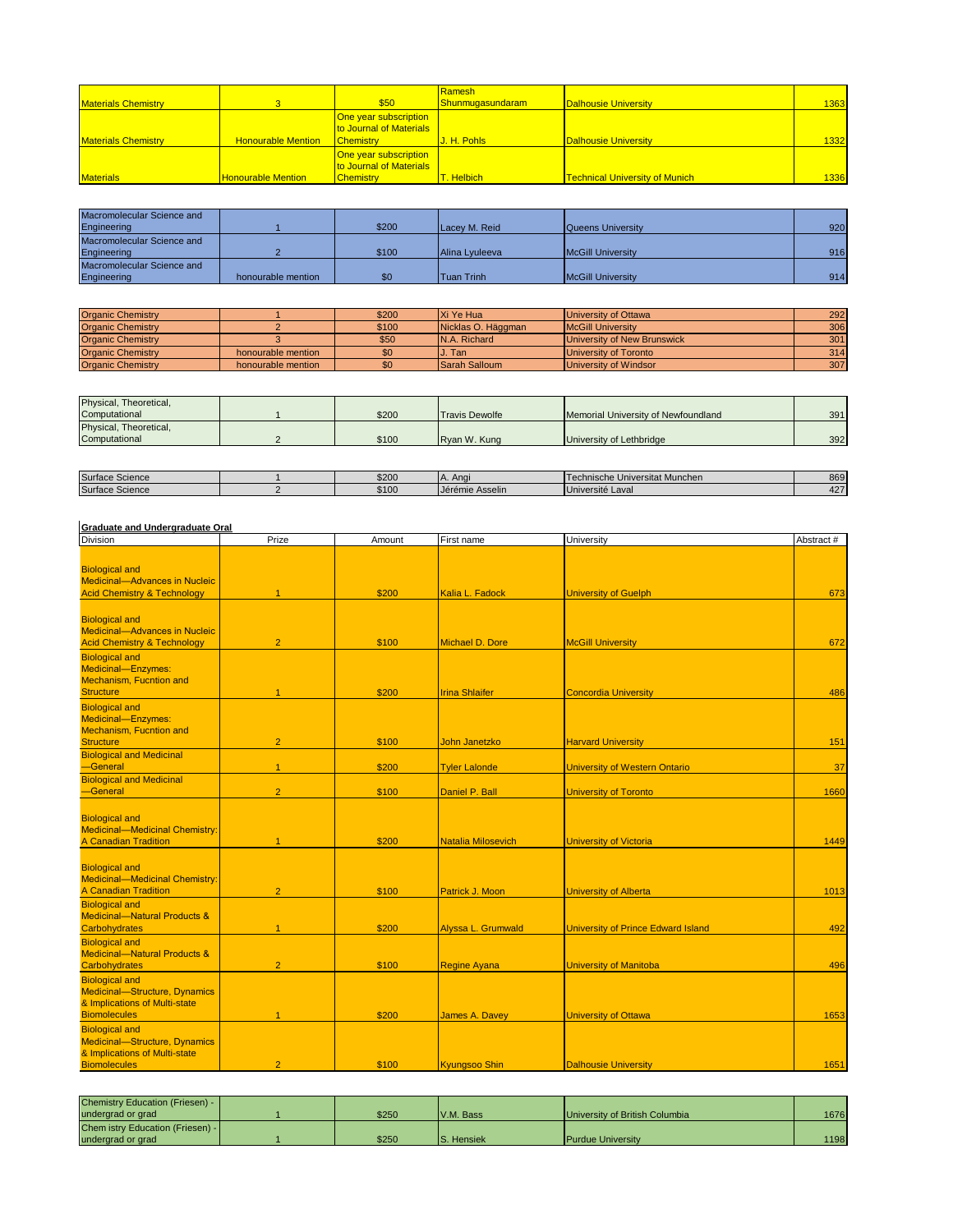| | | | | | |
|---|---|---|---|---|---|
| Materials Chemistry | 3 | $50 | Ramesh Shunmugasundaram | Dalhousie University | 1363 |
| Materials Chemistry | Honourable Mention | One year subscription to Journal of Materials Chemistry | J. H. Pohls | Dalhousie University | 1332 |
| Materials | Honourable Mention | One year subscription to Journal of Materials Chemistry | T. Helbich | Technical University of Munich | 1336 |

| | | | | | |
|---|---|---|---|---|---|
| Macromolecular Science and Engineering | 1 | $200 | Lacey M. Reid | Queens University | 920 |
| Macromolecular Science and Engineering | 2 | $100 | Alina Lyuleeva | McGill University | 916 |
| Macromolecular Science and Engineering | honourable mention | $0 | Tuan Trinh | McGill University | 914 |

| | | | | | |
|---|---|---|---|---|---|
| Organic Chemistry | 1 | $200 | Xi Ye Hua | University of Ottawa | 292 |
| Organic Chemistry | 2 | $100 | Nicklas O. Häggman | McGill University | 306 |
| Organic Chemistry | 3 | $50 | N.A. Richard | University of New Brunswick | 301 |
| Organic Chemistry | honourable mention | $0 | J. Tan | University of Toronto | 314 |
| Organic Chemistry | honourable mention | $0 | Sarah Salloum | University of Windsor | 307 |

| | | | | | |
|---|---|---|---|---|---|
| Physical, Theoretical, Computational | 1 | $200 | Travis Dewolfe | Memorial University of Newfoundland | 391 |
| Physical, Theoretical, Computational | 2 | $100 | Ryan W. Kung | University of Lethbridge | 392 |

| | | | | | |
|---|---|---|---|---|---|
| Surface Science | 1 | $200 | A. Angi | Technische Universitat Munchen | 869 |
| Surface Science | 2 | $100 | Jérémie Asselin | Université Laval | 427 |

**Graduate and Undergraduate Oral**

| Division | Prize | Amount | First name | University | Abstract # |
|---|---|---|---|---|---|
| Biological and Medicinal—Advances in Nucleic Acid Chemistry & Technology | 1 | $200 | Kalia L. Fadock | University of Guelph | 673 |
| Biological and Medicinal—Advances in Nucleic Acid Chemistry & Technology | 2 | $100 | Michael D. Dore | McGill University | 672 |
| Biological and Medicinal—Enzymes: Mechanism, Fucntion and Structure | 1 | $200 | Irina Shlaifer | Concordia University | 486 |
| Biological and Medicinal—Enzymes: Mechanism, Fucntion and Structure | 2 | $100 | John Janetzko | Harvard University | 151 |
| Biological and Medicinal —General | 1 | $200 | Tyler Lalonde | University of Western Ontario | 37 |
| Biological and Medicinal —General | 2 | $100 | Daniel P. Ball | University of Toronto | 1660 |
| Biological and Medicinal—Medicinal Chemistry: A Canadian Tradition | 1 | $200 | Natalia Milosevich | University of Victoria | 1449 |
| Biological and Medicinal—Medicinal Chemistry: A Canadian Tradition | 2 | $100 | Patrick J. Moon | University of Alberta | 1013 |
| Biological and Medicinal—Natural Products & Carbohydrates | 1 | $200 | Alyssa L. Grumwald | University of Prince Edward Island | 492 |
| Biological and Medicinal—Natural Products & Carbohydrates | 2 | $100 | Regine Ayana | University of Manitoba | 496 |
| Biological and Medicinal—Structure, Dynamics & Implications of Multi-state Biomolecules | 1 | $200 | James A. Davey | University of Ottawa | 1653 |
| Biological and Medicinal—Structure, Dynamics & Implications of Multi-state Biomolecules | 2 | $100 | Kyungsoo Shin | Dalhousie University | 1651 |

| | | | | | |
|---|---|---|---|---|---|
| Chemistry Education (Friesen) - undergrad or grad | 1 | $250 | V.M. Bass | University of British Columbia | 1676 |
| Chem istry Education (Friesen) - undergrad or grad | 1 | $250 | S. Hensiek | Purdue University | 1198 |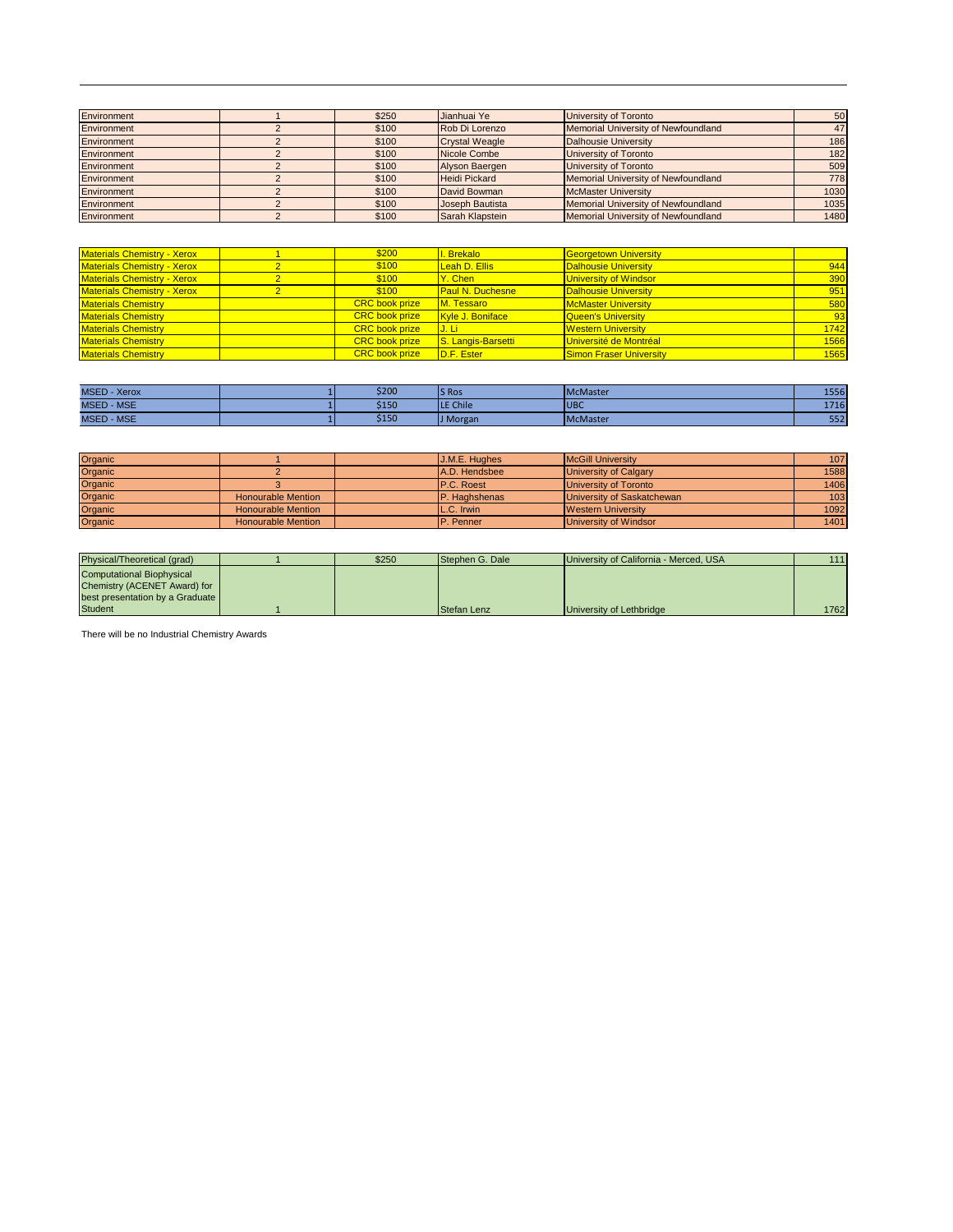| | | | | | |
|---|---|---|---|---|---|
| Environment | 1 | $250 | Jianhuai Ye | University of Toronto | 50 |
| Environment | 2 | $100 | Rob Di Lorenzo | Memorial University of Newfoundland | 47 |
| Environment | 2 | $100 | Crystal Weagle | Dalhousie University | 186 |
| Environment | 2 | $100 | Nicole Combe | University of Toronto | 182 |
| Environment | 2 | $100 | Alyson Baergen | University of Toronto | 509 |
| Environment | 2 | $100 | Heidi Pickard | Memorial University of Newfoundland | 778 |
| Environment | 2 | $100 | David Bowman | McMaster University | 1030 |
| Environment | 2 | $100 | Joseph Bautista | Memorial University of Newfoundland | 1035 |
| Environment | 2 | $100 | Sarah Klapstein | Memorial University of Newfoundland | 1480 |

| | | | | | |
|---|---|---|---|---|---|
| Materials Chemistry - Xerox | 1 | $200 | I. Brekalo | Georgetown University | |
| Materials Chemistry - Xerox | 2 | $100 | Leah D. Ellis | Dalhousie University | 944 |
| Materials Chemistry - Xerox | 2 | $100 | Y. Chen | University of Windsor | 390 |
| Materials Chemistry - Xerox | 2 | $100 | Paul N. Duchesne | Dalhousie University | 951 |
| Materials Chemistry | | CRC book prize | M. Tessaro | McMaster University | 580 |
| Materials Chemistry | | CRC book prize | Kyle J. Boniface | Queen's University | 93 |
| Materials Chemistry | | CRC book prize | J. Li | Western University | 1742 |
| Materials Chemistry | | CRC book prize | S. Langis-Barsetti | Université de Montréal | 1566 |
| Materials Chemistry | | CRC book prize | D.F. Ester | Simon Fraser University | 1565 |

| | | | | | |
|---|---|---|---|---|---|
| MSED - Xerox | 1 | $200 | S Ros | McMaster | 1556 |
| MSED - MSE | 1 | $150 | LE Chile | UBC | 1716 |
| MSED - MSE | 1 | $150 | J Morgan | McMaster | 552 |

| | | | | | |
|---|---|---|---|---|---|
| Organic | 1 | | J.M.E. Hughes | McGill University | 107 |
| Organic | 2 | | A.D. Hendsbee | University of Calgary | 1588 |
| Organic | 3 | | P.C. Roest | University of Toronto | 1406 |
| Organic | Honourable Mention | | P. Haghshenas | University of Saskatchewan | 103 |
| Organic | Honourable Mention | | L.C. Irwin | Western University | 1092 |
| Organic | Honourable Mention | | P. Penner | University of Windsor | 1401 |

| | | | | | |
|---|---|---|---|---|---|
| Physical/Theoretical (grad) | 1 | $250 | Stephen G. Dale | University of California - Merced, USA | 111 |
| Computational Biophysical Chemistry (ACENET Award) for best presentation by a Graduate Student | 1 | | Stefan Lenz | University of Lethbridge | 1762 |

There will be no Industrial Chemistry Awards